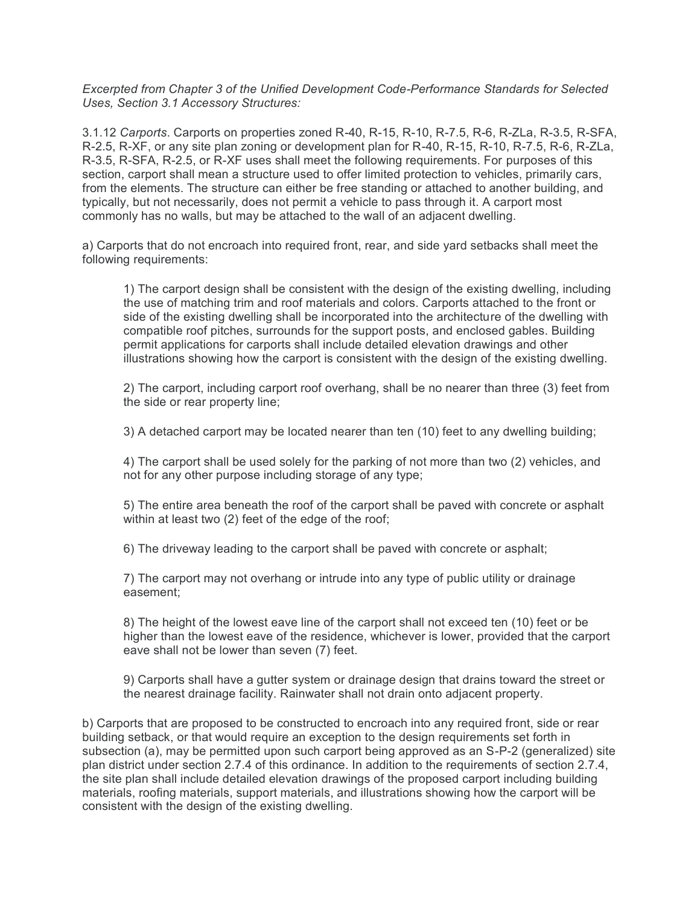*Excerpted from Chapter 3 of the Unified Development Code-Performance Standards for Selected Uses, Section 3.1 Accessory Structures:*

3.1.12 *Carports*. Carports on properties zoned R-40, R-15, R-10, R-7.5, R-6, R-ZLa, R-3.5, R-SFA, R-2.5, R-XF, or any site plan zoning or development plan for R-40, R-15, R-10, R-7.5, R-6, R-ZLa, R-3.5, R-SFA, R-2.5, or R-XF uses shall meet the following requirements. For purposes of this section, carport shall mean a structure used to offer limited protection to vehicles, primarily cars, from the elements. The structure can either be free standing or attached to another building, and typically, but not necessarily, does not permit a vehicle to pass through it. A carport most commonly has no walls, but may be attached to the wall of an adjacent dwelling.

a) Carports that do not encroach into required front, rear, and side yard setbacks shall meet the following requirements:

> 1) The carport design shall be consistent with the design of the existing dwelling, including the use of matching trim and roof materials and colors. Carports attached to the front or side of the existing dwelling shall be incorporated into the architecture of the dwelling with compatible roof pitches, surrounds for the support posts, and enclosed gables. Building permit applications for carports shall include detailed elevation drawings and other illustrations showing how the carport is consistent with the design of the existing dwelling.
>
> 2) The carport, including carport roof overhang, shall be no nearer than three (3) feet from the side or rear property line;
>
> 3) A detached carport may be located nearer than ten (10) feet to any dwelling building;
>
> 4) The carport shall be used solely for the parking of not more than two (2) vehicles, and not for any other purpose including storage of any type;
>
> 5) The entire area beneath the roof of the carport shall be paved with concrete or asphalt within at least two (2) feet of the edge of the roof;
>
> 6) The driveway leading to the carport shall be paved with concrete or asphalt;
>
> 7) The carport may not overhang or intrude into any type of public utility or drainage easement;
>
> 8) The height of the lowest eave line of the carport shall not exceed ten (10) feet or be higher than the lowest eave of the residence, whichever is lower, provided that the carport eave shall not be lower than seven (7) feet.
>
> 9) Carports shall have a gutter system or drainage design that drains toward the street or the nearest drainage facility. Rainwater shall not drain onto adjacent property.

b) Carports that are proposed to be constructed to encroach into any required front, side or rear building setback, or that would require an exception to the design requirements set forth in subsection (a), may be permitted upon such carport being approved as an S-P-2 (generalized) site plan district under section 2.7.4 of this ordinance. In addition to the requirements of section 2.7.4, the site plan shall include detailed elevation drawings of the proposed carport including building materials, roofing materials, support materials, and illustrations showing how the carport will be consistent with the design of the existing dwelling.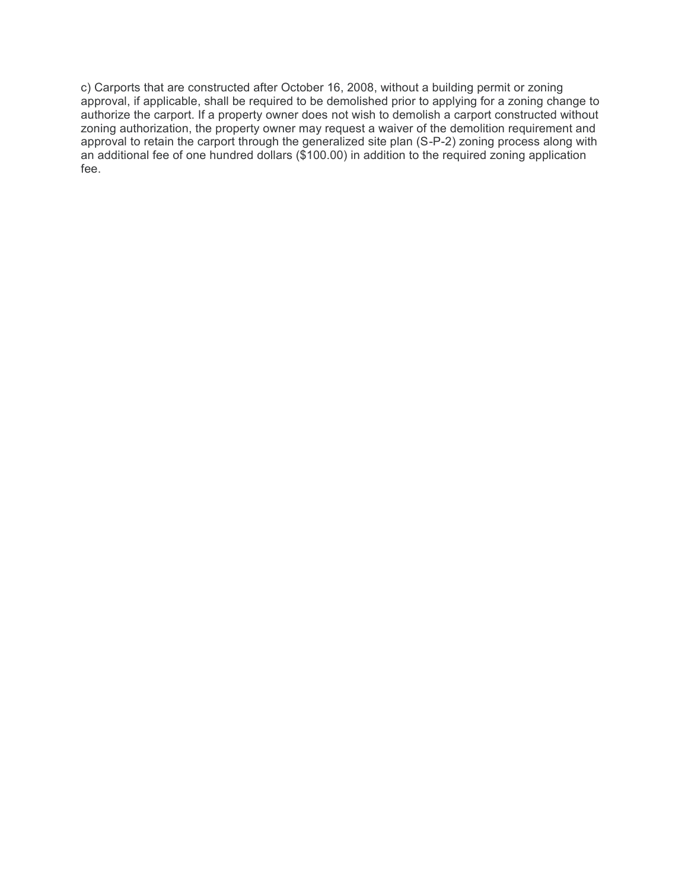c) Carports that are constructed after October 16, 2008, without a building permit or zoning approval, if applicable, shall be required to be demolished prior to applying for a zoning change to authorize the carport. If a property owner does not wish to demolish a carport constructed without zoning authorization, the property owner may request a waiver of the demolition requirement and approval to retain the carport through the generalized site plan (S-P-2) zoning process along with an additional fee of one hundred dollars ($100.00) in addition to the required zoning application fee.